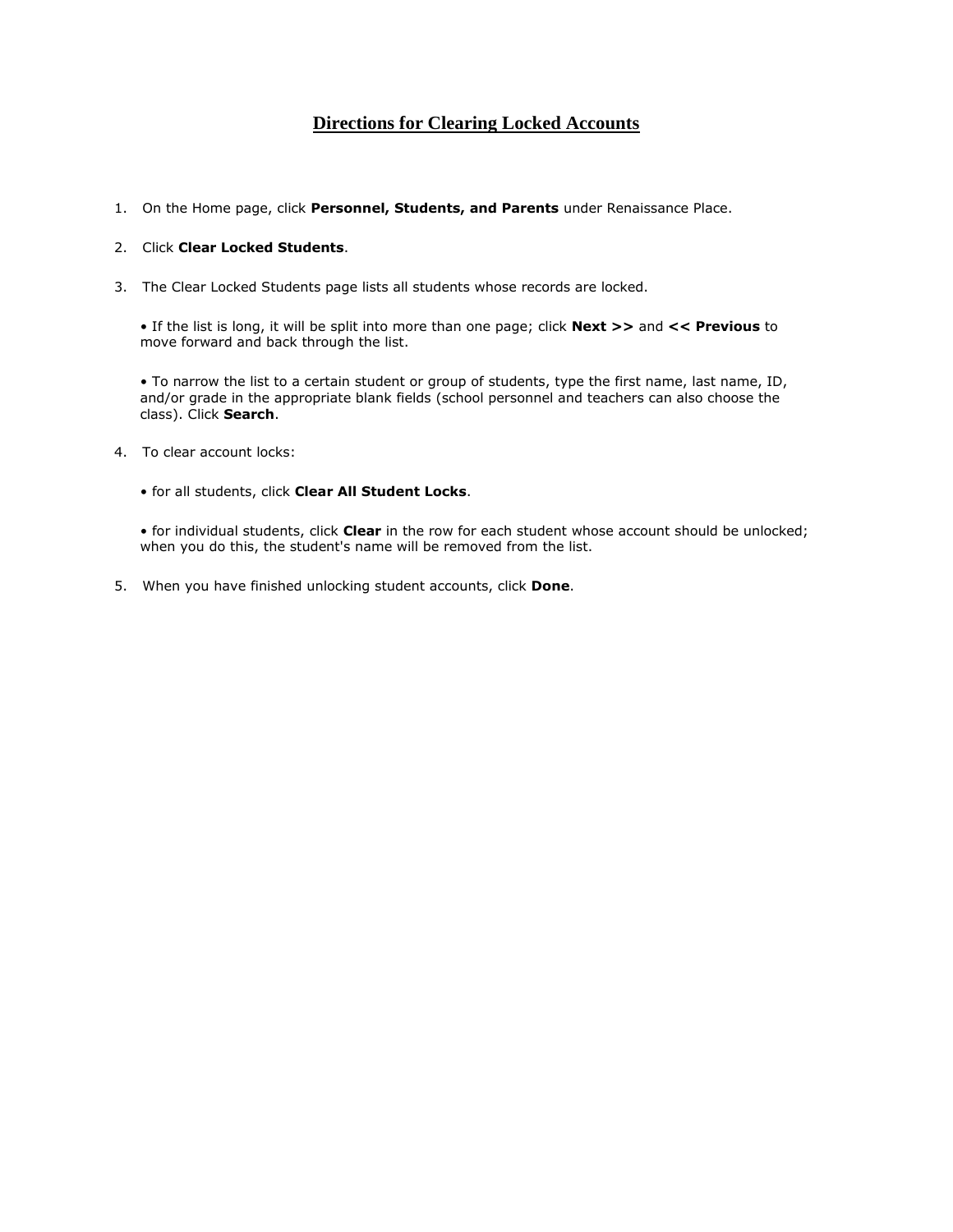# Directions for Clearing Locked Accounts

1. On the Home page, click **Personnel, Students, and Parents** under Renaissance Place.

2. Click **Clear Locked Students**.

3. The Clear Locked Students page lists all students whose records are locked.

   • If the list is long, it will be split into more than one page; click **Next >>** and **<< Previous** to move forward and back through the list.

   • To narrow the list to a certain student or group of students, type the first name, last name, ID, and/or grade in the appropriate blank fields (school personnel and teachers can also choose the class). Click **Search**.

4. To clear account locks:

   • for all students, click **Clear All Student Locks**.

   • for individual students, click **Clear** in the row for each student whose account should be unlocked; when you do this, the student's name will be removed from the list.

5. When you have finished unlocking student accounts, click **Done**.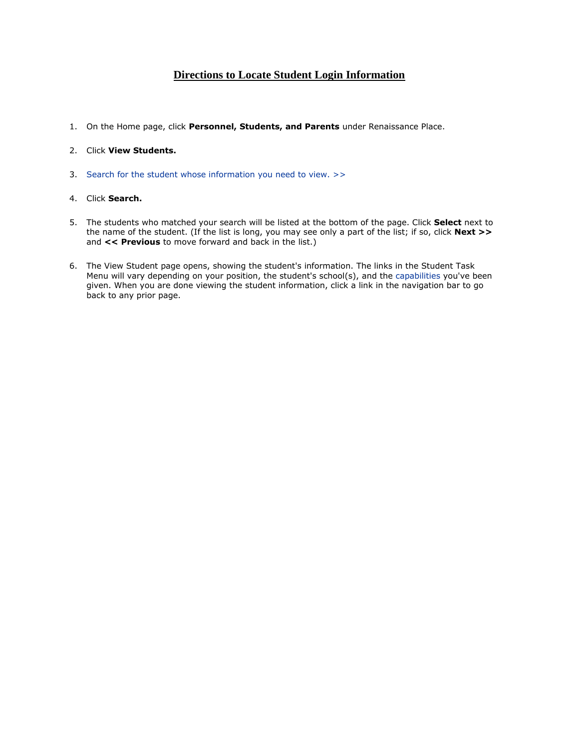# Directions to Locate Student Login Information

1. On the Home page, click **Personnel, Students, and Parents** under Renaissance Place.

2. Click **View Students.**

3. Search for the student whose information you need to view. >>

4. Click **Search.**

5. The students who matched your search will be listed at the bottom of the page. Click **Select** next to the name of the student. (If the list is long, you may see only a part of the list; if so, click **Next >>** and **<< Previous** to move forward and back in the list.)

6. The View Student page opens, showing the student's information. The links in the Student Task Menu will vary depending on your position, the student's school(s), and the capabilities you've been given. When you are done viewing the student information, click a link in the navigation bar to go back to any prior page.